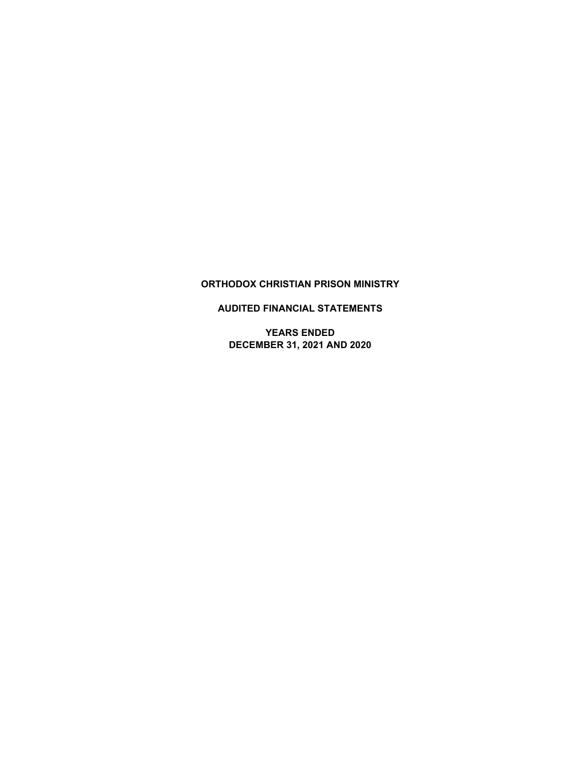# ORTHODOX CHRISTIAN PRISON MINISTRY

## AUDITED FINANCIAL STATEMENTS

## YEARS ENDED
## DECEMBER 31, 2021 AND 2020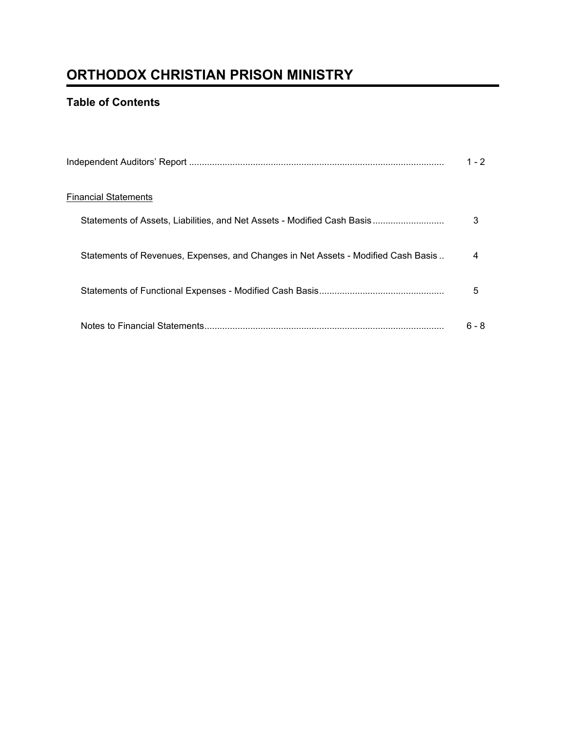# ORTHODOX CHRISTIAN PRISON MINISTRY

## Table of Contents

| | |
|---|---|
| Independent Auditors' Report | 1 - 2 |
| Financial Statements | |
| Statements of Assets, Liabilities, and Net Assets - Modified Cash Basis | 3 |
| Statements of Revenues, Expenses, and Changes in Net Assets - Modified Cash Basis | 4 |
| Statements of Functional Expenses - Modified Cash Basis | 5 |
| Notes to Financial Statements | 6 - 8 |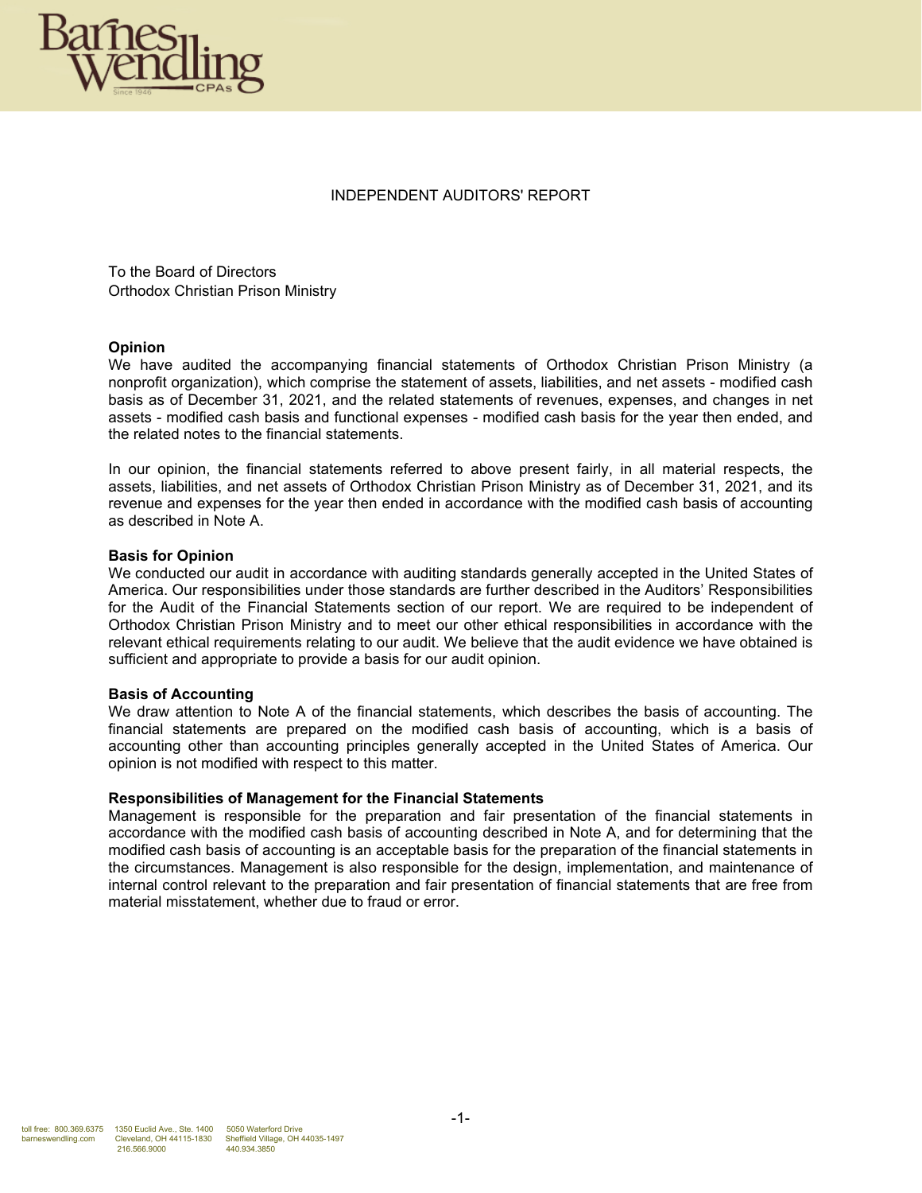# INDEPENDENT AUDITORS' REPORT

To the Board of Directors
Orthodox Christian Prison Ministry

**Opinion**
We have audited the accompanying financial statements of Orthodox Christian Prison Ministry (a nonprofit organization), which comprise the statement of assets, liabilities, and net assets - modified cash basis as of December 31, 2021, and the related statements of revenues, expenses, and changes in net assets - modified cash basis and functional expenses - modified cash basis for the year then ended, and the related notes to the financial statements.

In our opinion, the financial statements referred to above present fairly, in all material respects, the assets, liabilities, and net assets of Orthodox Christian Prison Ministry as of December 31, 2021, and its revenue and expenses for the year then ended in accordance with the modified cash basis of accounting as described in Note A.

**Basis for Opinion**
We conducted our audit in accordance with auditing standards generally accepted in the United States of America. Our responsibilities under those standards are further described in the Auditors' Responsibilities for the Audit of the Financial Statements section of our report. We are required to be independent of Orthodox Christian Prison Ministry and to meet our other ethical responsibilities in accordance with the relevant ethical requirements relating to our audit. We believe that the audit evidence we have obtained is sufficient and appropriate to provide a basis for our audit opinion.

**Basis of Accounting**
We draw attention to Note A of the financial statements, which describes the basis of accounting. The financial statements are prepared on the modified cash basis of accounting, which is a basis of accounting other than accounting principles generally accepted in the United States of America. Our opinion is not modified with respect to this matter.

**Responsibilities of Management for the Financial Statements**
Management is responsible for the preparation and fair presentation of the financial statements in accordance with the modified cash basis of accounting described in Note A, and for determining that the modified cash basis of accounting is an acceptable basis for the preparation of the financial statements in the circumstances. Management is also responsible for the design, implementation, and maintenance of internal control relevant to the preparation and fair presentation of financial statements that are free from material misstatement, whether due to fraud or error.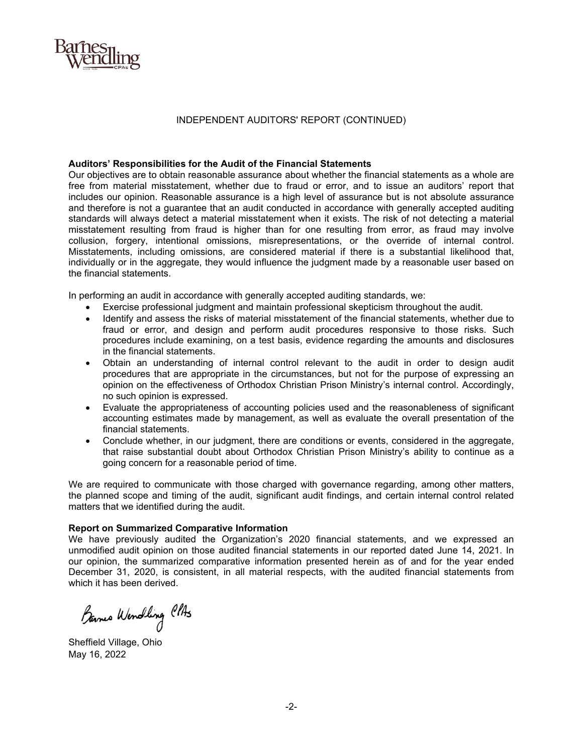INDEPENDENT AUDITORS' REPORT (CONTINUED)

**Auditors' Responsibilities for the Audit of the Financial Statements**

Our objectives are to obtain reasonable assurance about whether the financial statements as a whole are free from material misstatement, whether due to fraud or error, and to issue an auditors' report that includes our opinion. Reasonable assurance is a high level of assurance but is not absolute assurance and therefore is not a guarantee that an audit conducted in accordance with generally accepted auditing standards will always detect a material misstatement when it exists. The risk of not detecting a material misstatement resulting from fraud is higher than for one resulting from error, as fraud may involve collusion, forgery, intentional omissions, misrepresentations, or the override of internal control. Misstatements, including omissions, are considered material if there is a substantial likelihood that, individually or in the aggregate, they would influence the judgment made by a reasonable user based on the financial statements.

In performing an audit in accordance with generally accepted auditing standards, we:

- Exercise professional judgment and maintain professional skepticism throughout the audit.
- Identify and assess the risks of material misstatement of the financial statements, whether due to fraud or error, and design and perform audit procedures responsive to those risks. Such procedures include examining, on a test basis, evidence regarding the amounts and disclosures in the financial statements.
- Obtain an understanding of internal control relevant to the audit in order to design audit procedures that are appropriate in the circumstances, but not for the purpose of expressing an opinion on the effectiveness of Orthodox Christian Prison Ministry's internal control. Accordingly, no such opinion is expressed.
- Evaluate the appropriateness of accounting policies used and the reasonableness of significant accounting estimates made by management, as well as evaluate the overall presentation of the financial statements.
- Conclude whether, in our judgment, there are conditions or events, considered in the aggregate, that raise substantial doubt about Orthodox Christian Prison Ministry's ability to continue as a going concern for a reasonable period of time.

We are required to communicate with those charged with governance regarding, among other matters, the planned scope and timing of the audit, significant audit findings, and certain internal control related matters that we identified during the audit.

**Report on Summarized Comparative Information**

We have previously audited the Organization's 2020 financial statements, and we expressed an unmodified audit opinion on those audited financial statements in our reported dated June 14, 2021. In our opinion, the summarized comparative information presented herein as of and for the year ended December 31, 2020, is consistent, in all material respects, with the audited financial statements from which it has been derived.

Barnes Wendling CPAs

Sheffield Village, Ohio
May 16, 2022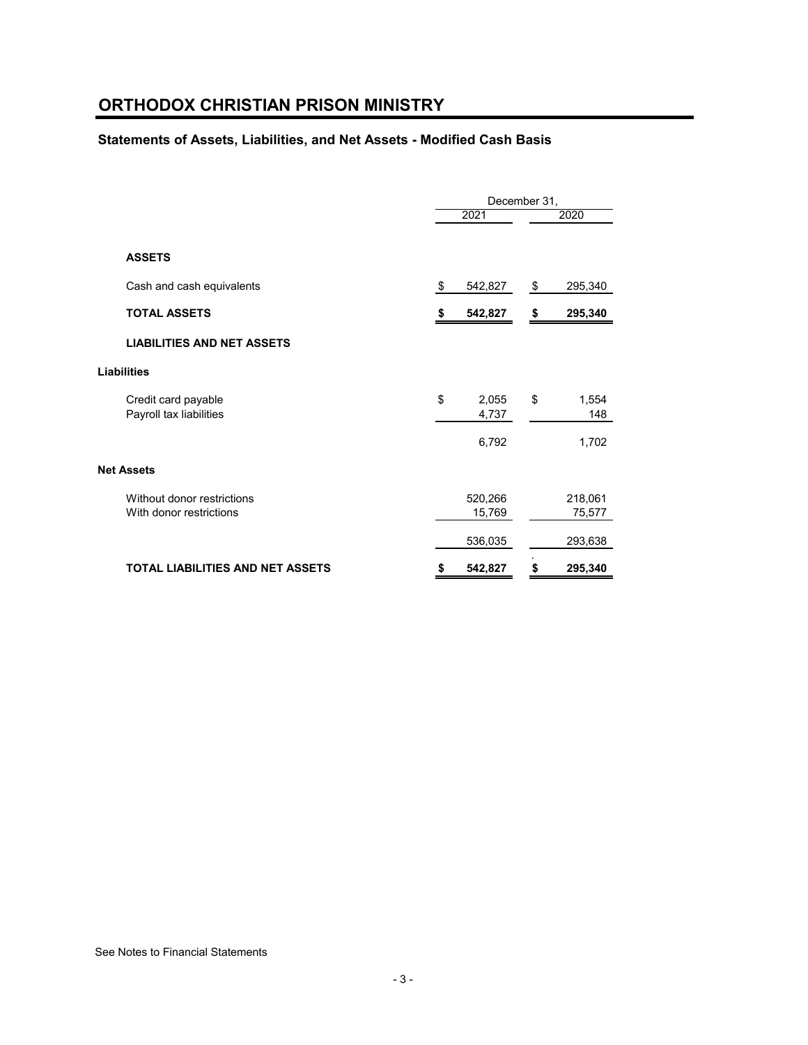# ORTHODOX CHRISTIAN PRISON MINISTRY

## Statements of Assets, Liabilities, and Net Assets - Modified Cash Basis

| | December 31, 2021 | December 31, 2020 |
|---|---|---|
| **ASSETS** | | |
| Cash and cash equivalents | $ 542,827 | $ 295,340 |
| **TOTAL ASSETS** | **$ 542,827** | **$ 295,340** |
| **LIABILITIES AND NET ASSETS** | | |
| **Liabilities** | | |
| Credit card payable | $ 2,055 | $ 1,554 |
| Payroll tax liabilities | 4,737 | 148 |
| | 6,792 | 1,702 |
| **Net Assets** | | |
| Without donor restrictions | 520,266 | 218,061 |
| With donor restrictions | 15,769 | 75,577 |
| | 536,035 | 293,638 |
| **TOTAL LIABILITIES AND NET ASSETS** | **$ 542,827** | **$ 295,340** |

See Notes to Financial Statements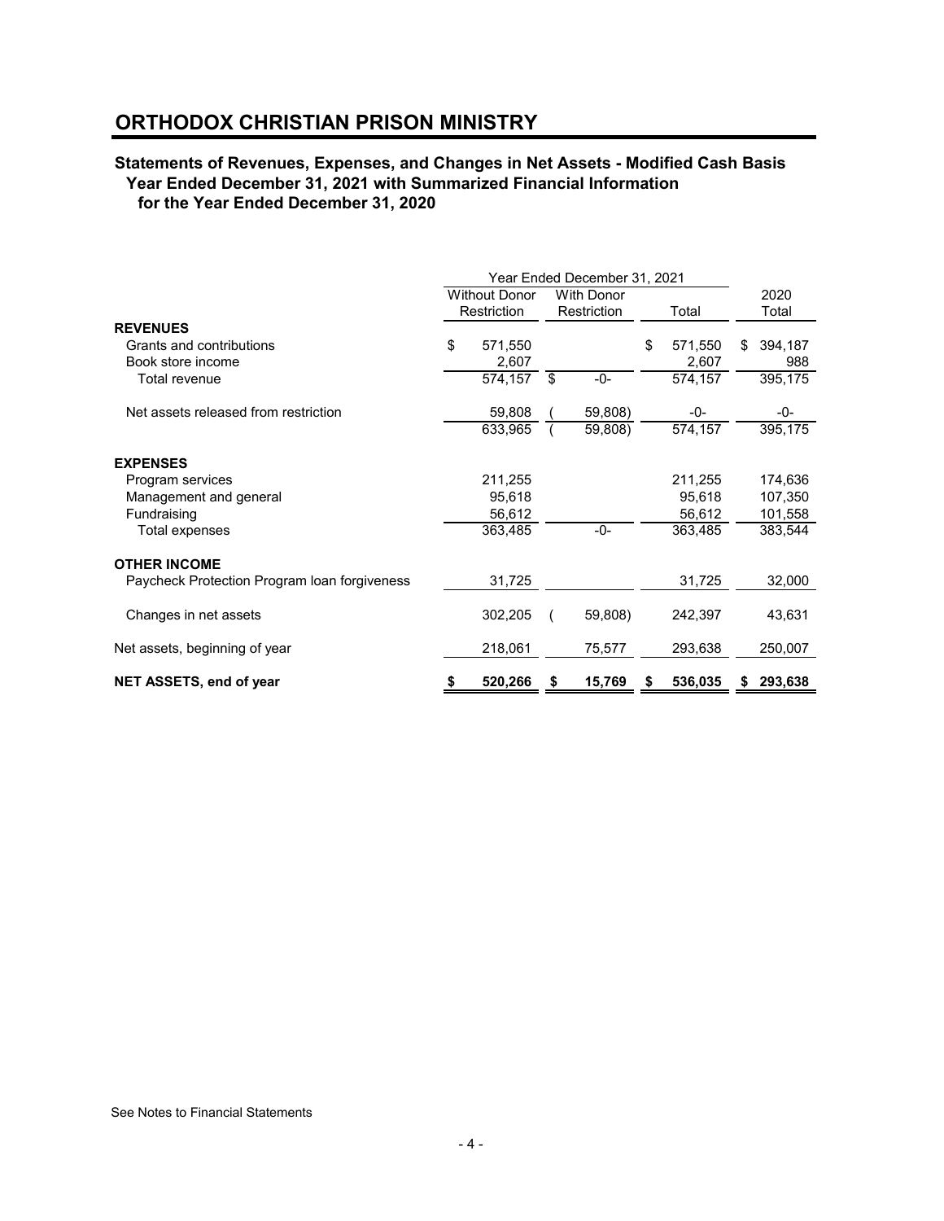# ORTHODOX CHRISTIAN PRISON MINISTRY

## Statements of Revenues, Expenses, and Changes in Net Assets - Modified Cash Basis
### Year Ended December 31, 2021 with Summarized Financial Information for the Year Ended December 31, 2020

| | Year Ended December 31, 2021 | | | |
|---|---|---|---|---|
| | Without Donor Restriction | With Donor Restriction | Total | 2020 Total |
| **REVENUES** | | | | |
| Grants and contributions | $ 571,550 | | $ 571,550 | $ 394,187 |
| Book store income | 2,607 | | 2,607 | 988 |
| Total revenue | 574,157 | $ -0- | 574,157 | 395,175 |
| Net assets released from restriction | 59,808 | ( 59,808) | -0- | -0- |
| | 633,965 | ( 59,808) | 574,157 | 395,175 |
| **EXPENSES** | | | | |
| Program services | 211,255 | | 211,255 | 174,636 |
| Management and general | 95,618 | | 95,618 | 107,350 |
| Fundraising | 56,612 | | 56,612 | 101,558 |
| Total expenses | 363,485 | -0- | 363,485 | 383,544 |
| **OTHER INCOME** | | | | |
| Paycheck Protection Program loan forgiveness | 31,725 | | 31,725 | 32,000 |
| Changes in net assets | 302,205 | ( 59,808) | 242,397 | 43,631 |
| Net assets, beginning of year | 218,061 | 75,577 | 293,638 | 250,007 |
| **NET ASSETS, end of year** | **$ 520,266** | **$ 15,769** | **$ 536,035** | **$ 293,638** |

See Notes to Financial Statements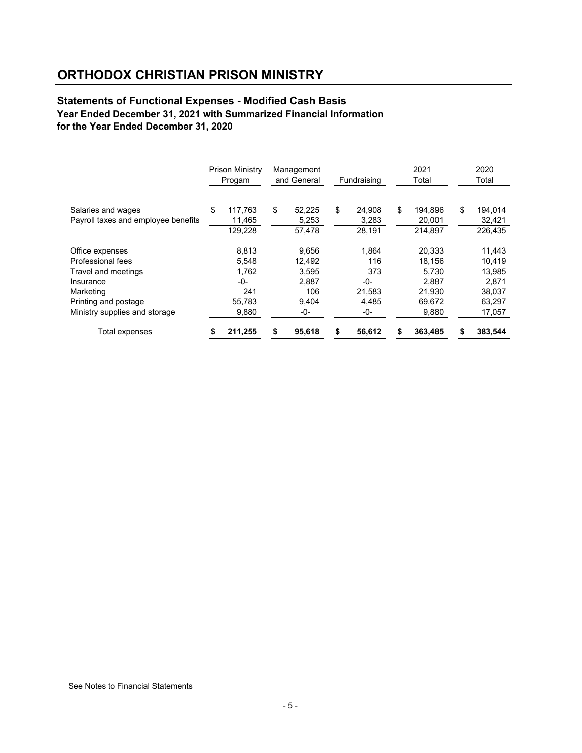# ORTHODOX CHRISTIAN PRISON MINISTRY

### Statements of Functional Expenses - Modified Cash Basis

**Year Ended December 31, 2021 with Summarized Financial Information for the Year Ended December 31, 2020**

| | Prison Ministry Progam | Management and General | Fundraising | 2021 Total | 2020 Total |
|---|---|---|---|---|---|
| Salaries and wages | $ 117,763 | $ 52,225 | $ 24,908 | $ 194,896 | $ 194,014 |
| Payroll taxes and employee benefits | 11,465 | 5,253 | 3,283 | 20,001 | 32,421 |
| | 129,228 | 57,478 | 28,191 | 214,897 | 226,435 |
| Office expenses | 8,813 | 9,656 | 1,864 | 20,333 | 11,443 |
| Professional fees | 5,548 | 12,492 | 116 | 18,156 | 10,419 |
| Travel and meetings | 1,762 | 3,595 | 373 | 5,730 | 13,985 |
| Insurance | -0- | 2,887 | -0- | 2,887 | 2,871 |
| Marketing | 241 | 106 | 21,583 | 21,930 | 38,037 |
| Printing and postage | 55,783 | 9,404 | 4,485 | 69,672 | 63,297 |
| Ministry supplies and storage | 9,880 | -0- | -0- | 9,880 | 17,057 |
| Total expenses | **$ 211,255** | **$ 95,618** | **$ 56,612** | **$ 363,485** | **$ 383,544** |

See Notes to Financial Statements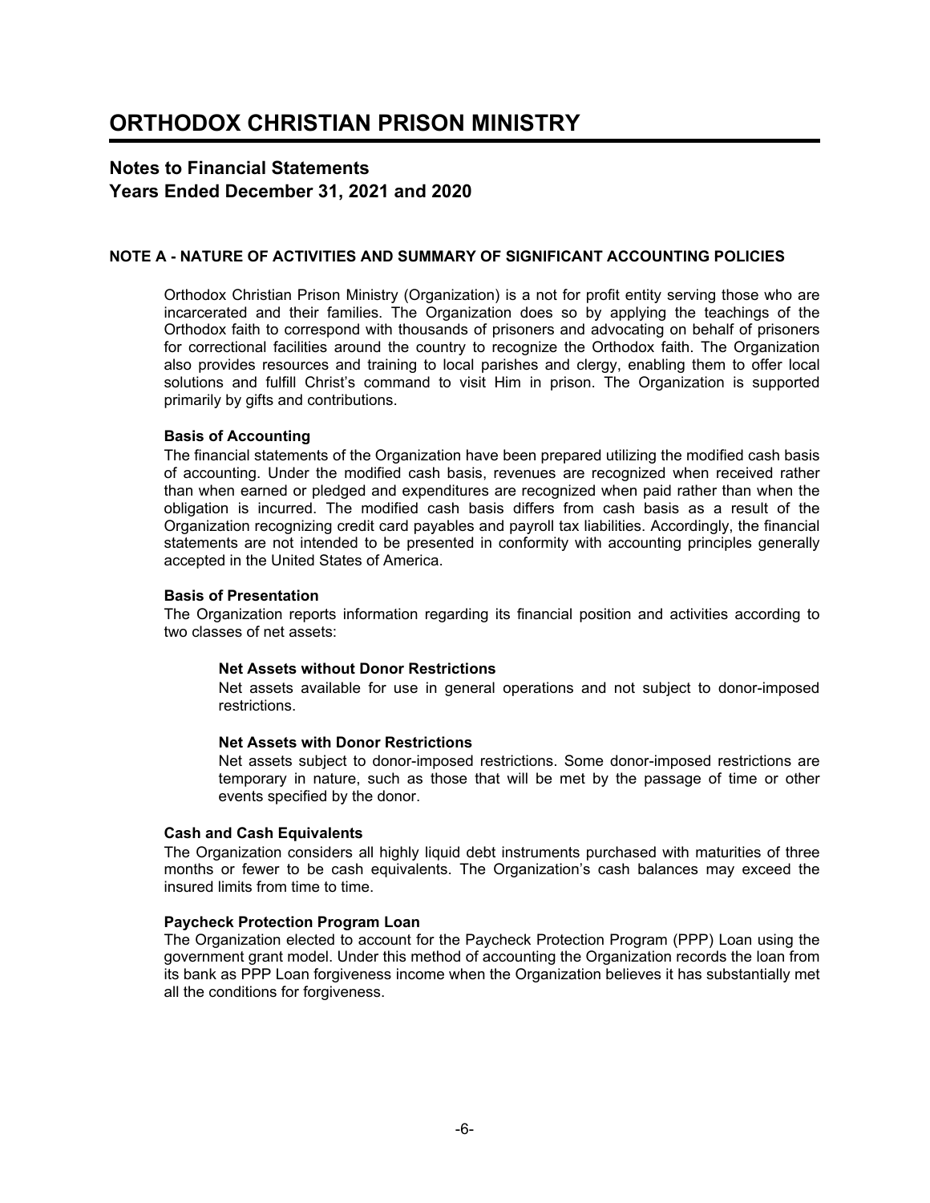# ORTHODOX CHRISTIAN PRISON MINISTRY

## Notes to Financial Statements
## Years Ended December 31, 2021 and 2020

### NOTE A - NATURE OF ACTIVITIES AND SUMMARY OF SIGNIFICANT ACCOUNTING POLICIES

Orthodox Christian Prison Ministry (Organization) is a not for profit entity serving those who are incarcerated and their families. The Organization does so by applying the teachings of the Orthodox faith to correspond with thousands of prisoners and advocating on behalf of prisoners for correctional facilities around the country to recognize the Orthodox faith. The Organization also provides resources and training to local parishes and clergy, enabling them to offer local solutions and fulfill Christ's command to visit Him in prison. The Organization is supported primarily by gifts and contributions.

**Basis of Accounting**

The financial statements of the Organization have been prepared utilizing the modified cash basis of accounting. Under the modified cash basis, revenues are recognized when received rather than when earned or pledged and expenditures are recognized when paid rather than when the obligation is incurred. The modified cash basis differs from cash basis as a result of the Organization recognizing credit card payables and payroll tax liabilities. Accordingly, the financial statements are not intended to be presented in conformity with accounting principles generally accepted in the United States of America.

**Basis of Presentation**

The Organization reports information regarding its financial position and activities according to two classes of net assets:

**Net Assets without Donor Restrictions**

Net assets available for use in general operations and not subject to donor-imposed restrictions.

**Net Assets with Donor Restrictions**

Net assets subject to donor-imposed restrictions. Some donor-imposed restrictions are temporary in nature, such as those that will be met by the passage of time or other events specified by the donor.

**Cash and Cash Equivalents**

The Organization considers all highly liquid debt instruments purchased with maturities of three months or fewer to be cash equivalents. The Organization's cash balances may exceed the insured limits from time to time.

**Paycheck Protection Program Loan**

The Organization elected to account for the Paycheck Protection Program (PPP) Loan using the government grant model. Under this method of accounting the Organization records the loan from its bank as PPP Loan forgiveness income when the Organization believes it has substantially met all the conditions for forgiveness.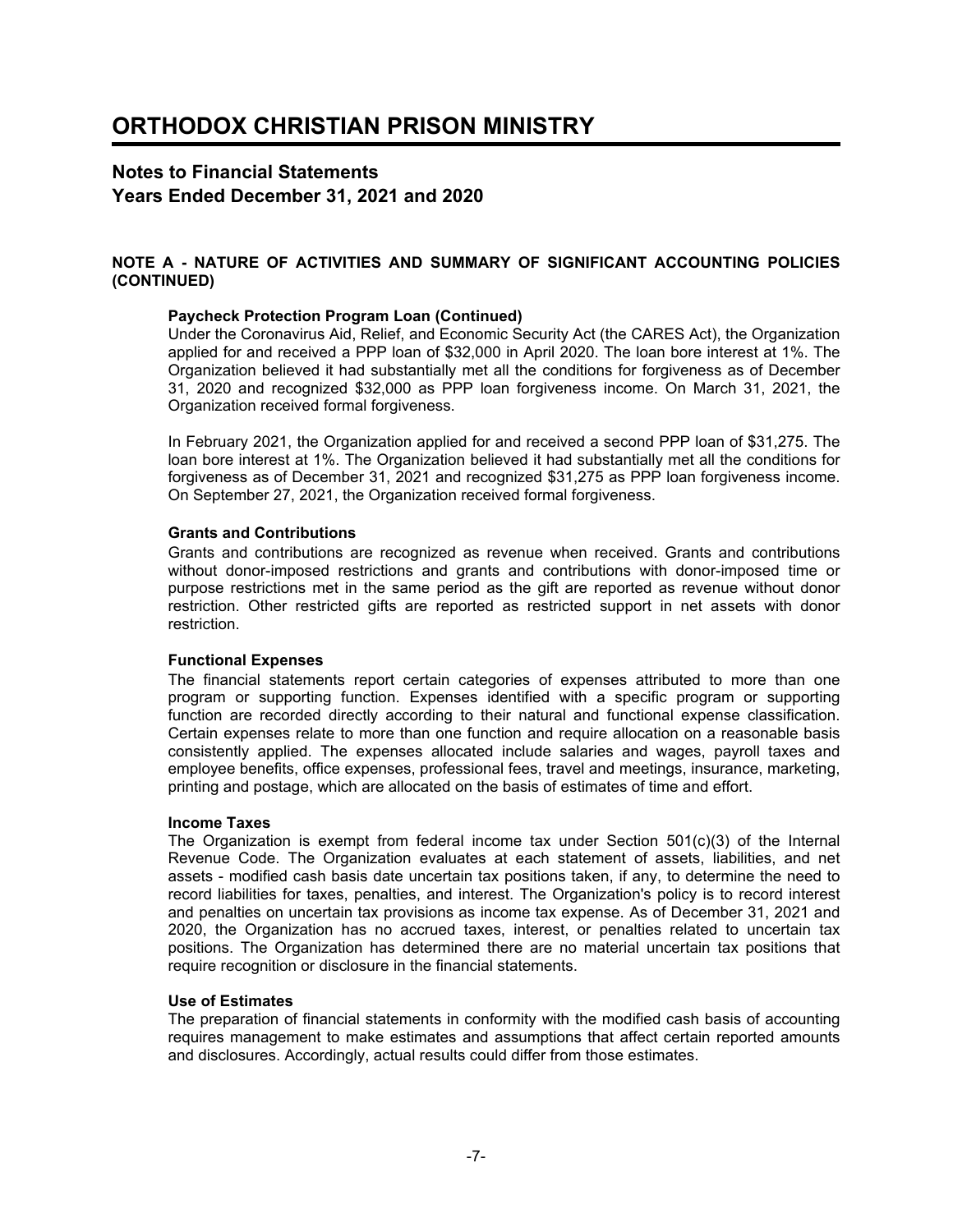# ORTHODOX CHRISTIAN PRISON MINISTRY

## Notes to Financial Statements
## Years Ended December 31, 2021 and 2020

### NOTE A - NATURE OF ACTIVITIES AND SUMMARY OF SIGNIFICANT ACCOUNTING POLICIES (CONTINUED)

**Paycheck Protection Program Loan (Continued)**

Under the Coronavirus Aid, Relief, and Economic Security Act (the CARES Act), the Organization applied for and received a PPP loan of $32,000 in April 2020. The loan bore interest at 1%. The Organization believed it had substantially met all the conditions for forgiveness as of December 31, 2020 and recognized $32,000 as PPP loan forgiveness income. On March 31, 2021, the Organization received formal forgiveness.

In February 2021, the Organization applied for and received a second PPP loan of $31,275. The loan bore interest at 1%. The Organization believed it had substantially met all the conditions for forgiveness as of December 31, 2021 and recognized $31,275 as PPP loan forgiveness income. On September 27, 2021, the Organization received formal forgiveness.

**Grants and Contributions**

Grants and contributions are recognized as revenue when received. Grants and contributions without donor-imposed restrictions and grants and contributions with donor-imposed time or purpose restrictions met in the same period as the gift are reported as revenue without donor restriction. Other restricted gifts are reported as restricted support in net assets with donor restriction.

**Functional Expenses**

The financial statements report certain categories of expenses attributed to more than one program or supporting function. Expenses identified with a specific program or supporting function are recorded directly according to their natural and functional expense classification. Certain expenses relate to more than one function and require allocation on a reasonable basis consistently applied. The expenses allocated include salaries and wages, payroll taxes and employee benefits, office expenses, professional fees, travel and meetings, insurance, marketing, printing and postage, which are allocated on the basis of estimates of time and effort.

**Income Taxes**

The Organization is exempt from federal income tax under Section 501(c)(3) of the Internal Revenue Code. The Organization evaluates at each statement of assets, liabilities, and net assets - modified cash basis date uncertain tax positions taken, if any, to determine the need to record liabilities for taxes, penalties, and interest. The Organization's policy is to record interest and penalties on uncertain tax provisions as income tax expense. As of December 31, 2021 and 2020, the Organization has no accrued taxes, interest, or penalties related to uncertain tax positions. The Organization has determined there are no material uncertain tax positions that require recognition or disclosure in the financial statements.

**Use of Estimates**

The preparation of financial statements in conformity with the modified cash basis of accounting requires management to make estimates and assumptions that affect certain reported amounts and disclosures. Accordingly, actual results could differ from those estimates.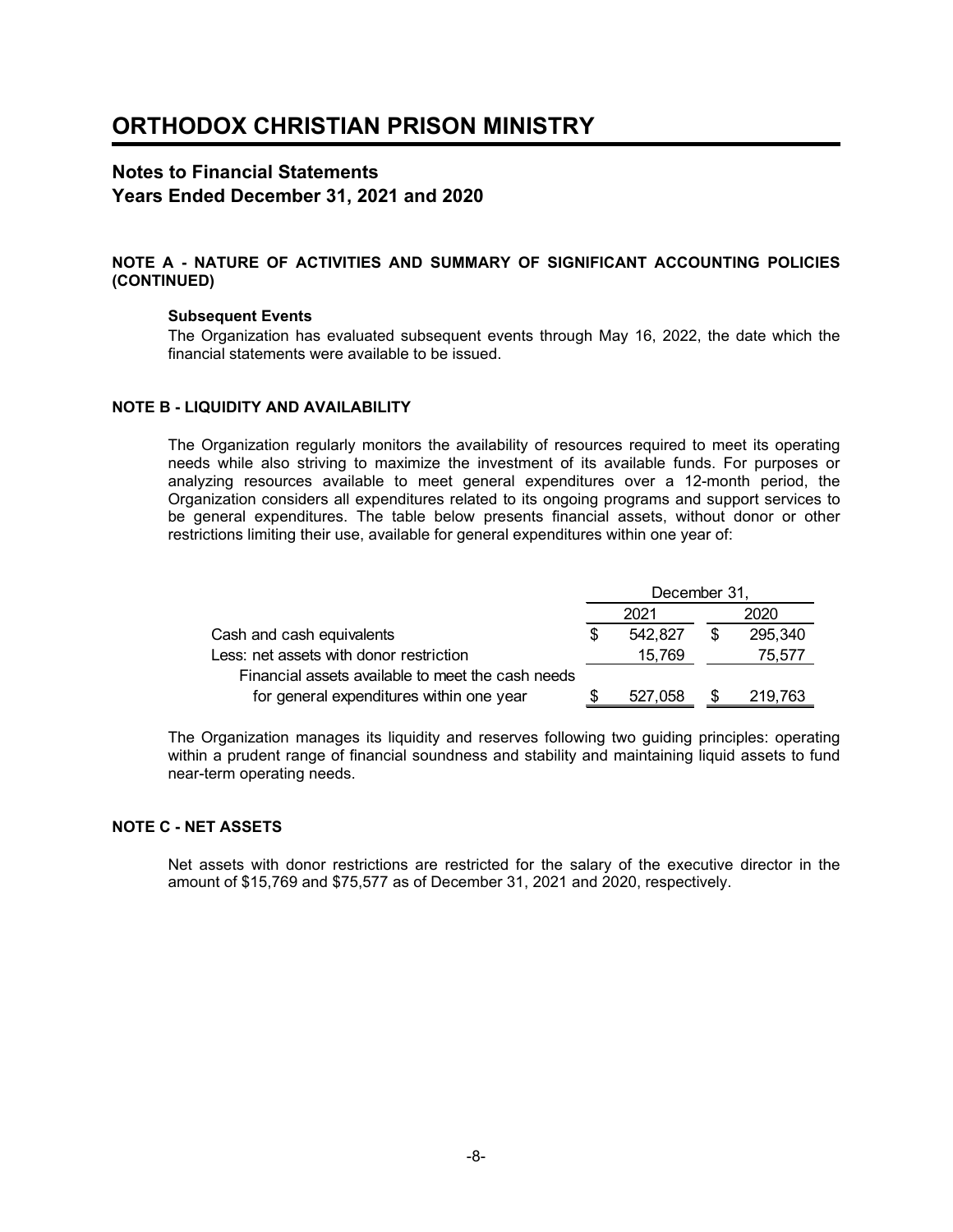# ORTHODOX CHRISTIAN PRISON MINISTRY

## Notes to Financial Statements
## Years Ended December 31, 2021 and 2020

### NOTE A - NATURE OF ACTIVITIES AND SUMMARY OF SIGNIFICANT ACCOUNTING POLICIES (CONTINUED)

**Subsequent Events**

The Organization has evaluated subsequent events through May 16, 2022, the date which the financial statements were available to be issued.

### NOTE B - LIQUIDITY AND AVAILABILITY

The Organization regularly monitors the availability of resources required to meet its operating needs while also striving to maximize the investment of its available funds. For purposes or analyzing resources available to meet general expenditures over a 12-month period, the Organization considers all expenditures related to its ongoing programs and support services to be general expenditures. The table below presents financial assets, without donor or other restrictions limiting their use, available for general expenditures within one year of:

| | December 31, | |
|---|---|---|
| | 2021 | 2020 |
| Cash and cash equivalents | $ 542,827 | $ 295,340 |
| Less: net assets with donor restriction | 15,769 | 75,577 |
| Financial assets available to meet the cash needs for general expenditures within one year | $ 527,058 | $ 219,763 |

The Organization manages its liquidity and reserves following two guiding principles: operating within a prudent range of financial soundness and stability and maintaining liquid assets to fund near-term operating needs.

### NOTE C - NET ASSETS

Net assets with donor restrictions are restricted for the salary of the executive director in the amount of $15,769 and $75,577 as of December 31, 2021 and 2020, respectively.